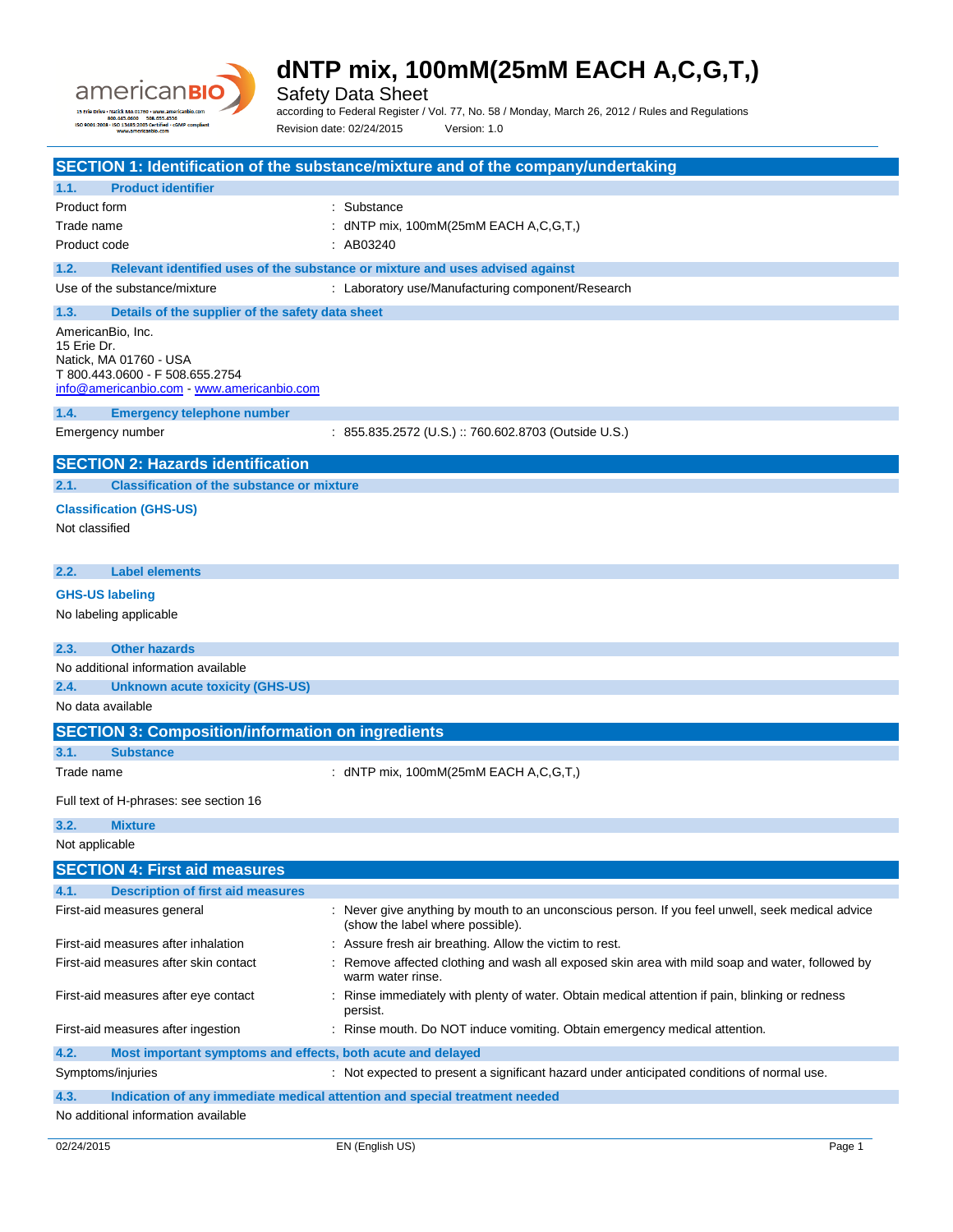# dNTP mix, 100mM(25mM EACH A,C,G,T,)

Safety Data Sheet

according to Federal Register / Vol. 77, No. 58 / Monday, March 26, 2012 / Rules and Regulations

Revision date: 02/24/2015 Version: 1.0

## SECTION 1: Identification of the substance/mixture and of the company/undertaking

### 1.1. Product identifier

| | |
|---|---|
| Product form | : Substance |
| Trade name | : dNTP mix, 100mM(25mM EACH A,C,G,T,) |
| Product code | : AB03240 |

### 1.2. Relevant identified uses of the substance or mixture and uses advised against

| | |
|---|---|
| Use of the substance/mixture | : Laboratory use/Manufacturing component/Research |

### 1.3. Details of the supplier of the safety data sheet

AmericanBio, Inc.
15 Erie Dr.
Natick, MA 01760 - USA
T 800.443.0600 - F 508.655.2754
info@americanbio.com - www.americanbio.com

### 1.4. Emergency telephone number

| | |
|---|---|
| Emergency number | : 855.835.2572 (U.S.) :: 760.602.8703 (Outside U.S.) |

## SECTION 2: Hazards identification

### 2.1. Classification of the substance or mixture

**Classification (GHS-US)**

Not classified

### 2.2. Label elements

**GHS-US labeling**

No labeling applicable

### 2.3. Other hazards

No additional information available

### 2.4. Unknown acute toxicity (GHS-US)

No data available

## SECTION 3: Composition/information on ingredients

### 3.1. Substance

| | |
|---|---|
| Trade name | : dNTP mix, 100mM(25mM EACH A,C,G,T,) |

Full text of H-phrases: see section 16

### 3.2. Mixture

Not applicable

## SECTION 4: First aid measures

### 4.1. Description of first aid measures

| | |
|---|---|
| First-aid measures general | : Never give anything by mouth to an unconscious person. If you feel unwell, seek medical advice (show the label where possible). |
| First-aid measures after inhalation | : Assure fresh air breathing. Allow the victim to rest. |
| First-aid measures after skin contact | : Remove affected clothing and wash all exposed skin area with mild soap and water, followed by warm water rinse. |
| First-aid measures after eye contact | : Rinse immediately with plenty of water. Obtain medical attention if pain, blinking or redness persist. |
| First-aid measures after ingestion | : Rinse mouth. Do NOT induce vomiting. Obtain emergency medical attention. |

### 4.2. Most important symptoms and effects, both acute and delayed

| | |
|---|---|
| Symptoms/injuries | : Not expected to present a significant hazard under anticipated conditions of normal use. |

### 4.3. Indication of any immediate medical attention and special treatment needed

No additional information available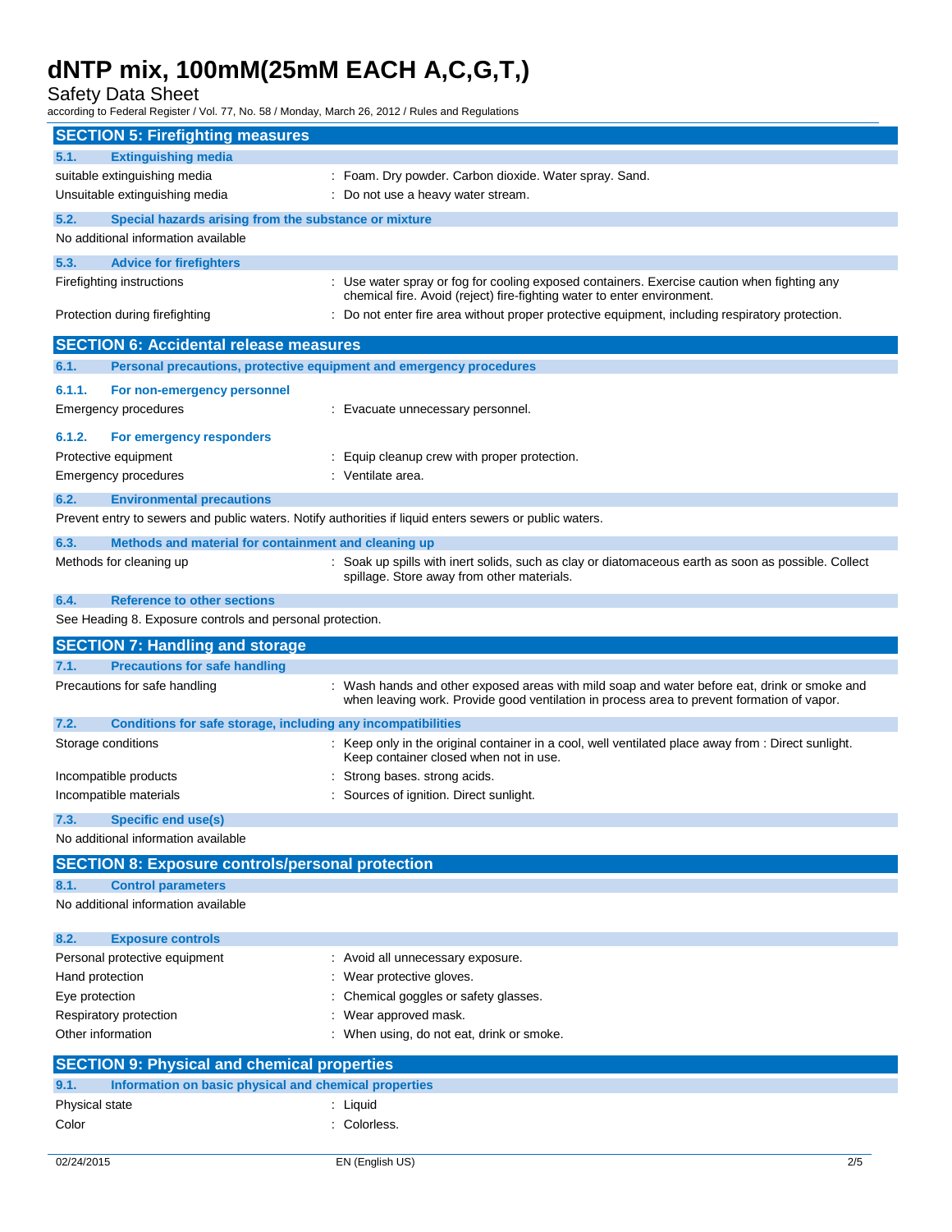## SECTION 5: Firefighting measures

### 5.1. Extinguishing media

| | |
|---|---|
| suitable extinguishing media | : Foam. Dry powder. Carbon dioxide. Water spray. Sand. |
| Unsuitable extinguishing media | : Do not use a heavy water stream. |

### 5.2. Special hazards arising from the substance or mixture

No additional information available

### 5.3. Advice for firefighters

| | |
|---|---|
| Firefighting instructions | : Use water spray or fog for cooling exposed containers. Exercise caution when fighting any chemical fire. Avoid (reject) fire-fighting water to enter environment. |
| Protection during firefighting | : Do not enter fire area without proper protective equipment, including respiratory protection. |

## SECTION 6: Accidental release measures

### 6.1. Personal precautions, protective equipment and emergency procedures

#### 6.1.1. For non-emergency personnel

| | |
|---|---|
| Emergency procedures | : Evacuate unnecessary personnel. |

#### 6.1.2. For emergency responders

| | |
|---|---|
| Protective equipment | : Equip cleanup crew with proper protection. |
| Emergency procedures | : Ventilate area. |

### 6.2. Environmental precautions

Prevent entry to sewers and public waters. Notify authorities if liquid enters sewers or public waters.

### 6.3. Methods and material for containment and cleaning up

| | |
|---|---|
| Methods for cleaning up | : Soak up spills with inert solids, such as clay or diatomaceous earth as soon as possible. Collect spillage. Store away from other materials. |

### 6.4. Reference to other sections

See Heading 8. Exposure controls and personal protection.

## SECTION 7: Handling and storage

### 7.1. Precautions for safe handling

| | |
|---|---|
| Precautions for safe handling | : Wash hands and other exposed areas with mild soap and water before eat, drink or smoke and when leaving work. Provide good ventilation in process area to prevent formation of vapor. |

### 7.2. Conditions for safe storage, including any incompatibilities

| | |
|---|---|
| Storage conditions | : Keep only in the original container in a cool, well ventilated place away from : Direct sunlight. Keep container closed when not in use. |
| Incompatible products | : Strong bases. strong acids. |
| Incompatible materials | : Sources of ignition. Direct sunlight. |

### 7.3. Specific end use(s)

No additional information available

## SECTION 8: Exposure controls/personal protection

### 8.1. Control parameters

No additional information available

### 8.2. Exposure controls

| | |
|---|---|
| Personal protective equipment | : Avoid all unnecessary exposure. |
| Hand protection | : Wear protective gloves. |
| Eye protection | : Chemical goggles or safety glasses. |
| Respiratory protection | : Wear approved mask. |
| Other information | : When using, do not eat, drink or smoke. |

## SECTION 9: Physical and chemical properties

### 9.1. Information on basic physical and chemical properties

| | |
|---|---|
| Physical state | : Liquid |
| Color | : Colorless. |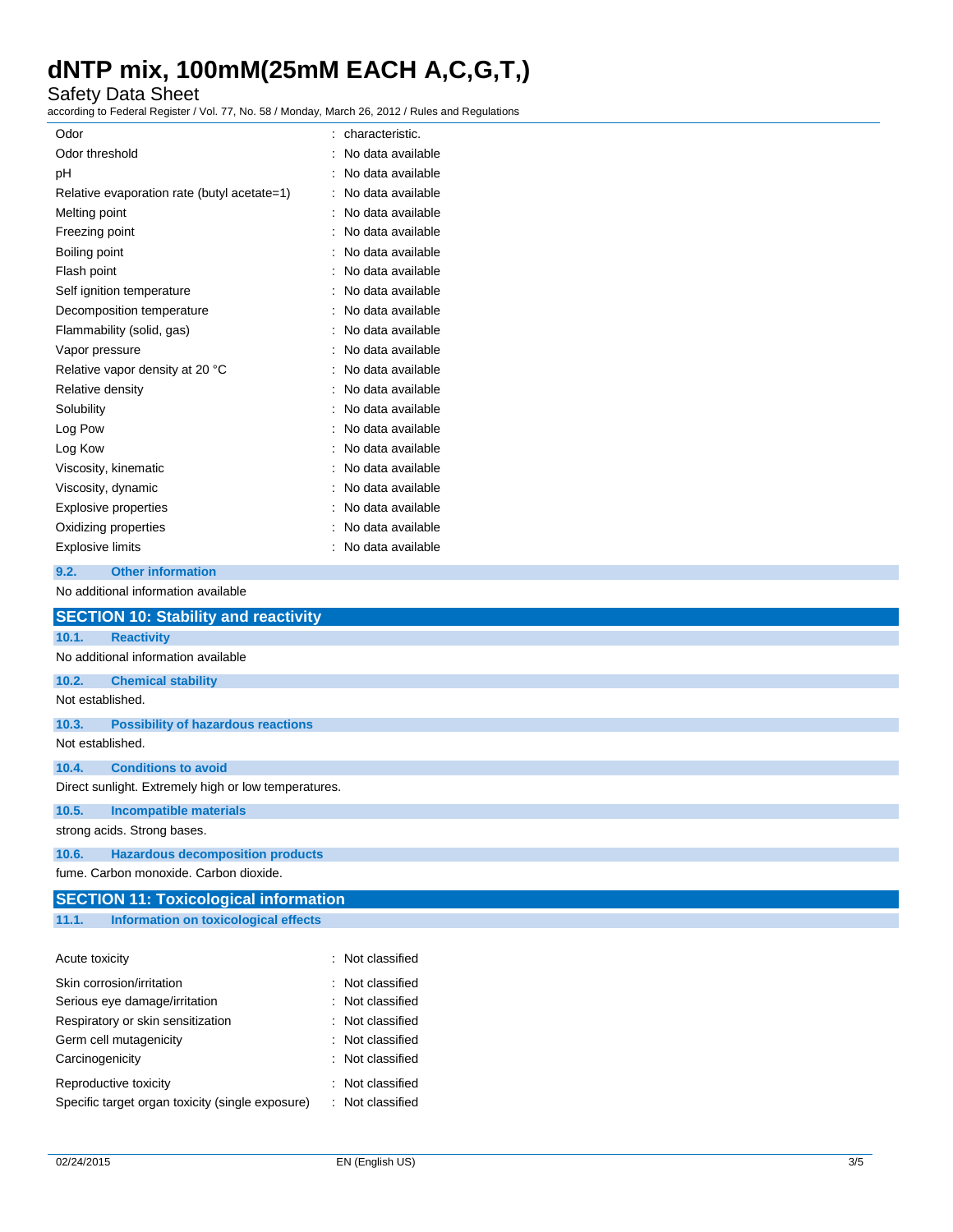| | | |
|---|---|---|
| Odor | : | characteristic. |
| Odor threshold | : | No data available |
| pH | : | No data available |
| Relative evaporation rate (butyl acetate=1) | : | No data available |
| Melting point | : | No data available |
| Freezing point | : | No data available |
| Boiling point | : | No data available |
| Flash point | : | No data available |
| Self ignition temperature | : | No data available |
| Decomposition temperature | : | No data available |
| Flammability (solid, gas) | : | No data available |
| Vapor pressure | : | No data available |
| Relative vapor density at 20 °C | : | No data available |
| Relative density | : | No data available |
| Solubility | : | No data available |
| Log Pow | : | No data available |
| Log Kow | : | No data available |
| Viscosity, kinematic | : | No data available |
| Viscosity, dynamic | : | No data available |
| Explosive properties | : | No data available |
| Oxidizing properties | : | No data available |
| Explosive limits | : | No data available |

### 9.2. Other information

No additional information available

## SECTION 10: Stability and reactivity

### 10.1. Reactivity

No additional information available

### 10.2. Chemical stability

Not established.

### 10.3. Possibility of hazardous reactions

Not established.

### 10.4. Conditions to avoid

Direct sunlight. Extremely high or low temperatures.

### 10.5. Incompatible materials

strong acids. Strong bases.

### 10.6. Hazardous decomposition products

fume. Carbon monoxide. Carbon dioxide.

## SECTION 11: Toxicological information

### 11.1. Information on toxicological effects

| | | |
|---|---|---|
| Acute toxicity | : | Not classified |
| Skin corrosion/irritation | : | Not classified |
| Serious eye damage/irritation | : | Not classified |
| Respiratory or skin sensitization | : | Not classified |
| Germ cell mutagenicity | : | Not classified |
| Carcinogenicity | : | Not classified |
| Reproductive toxicity | : | Not classified |
| Specific target organ toxicity (single exposure) | : | Not classified |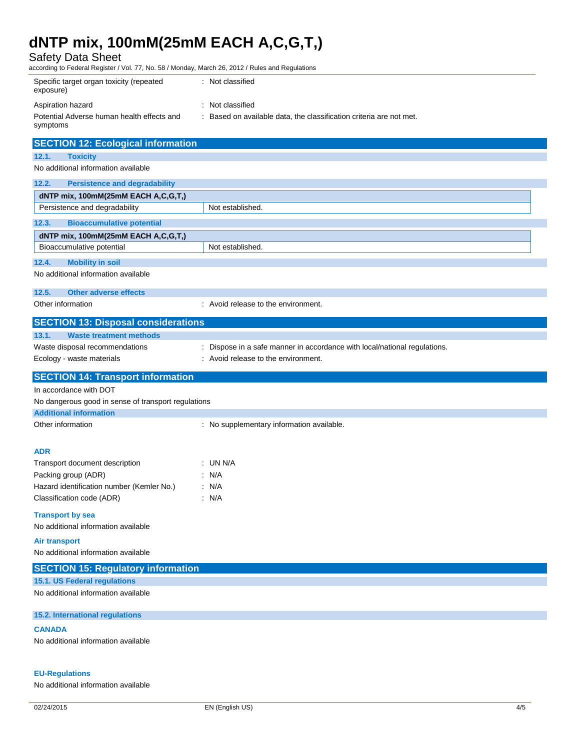| | |
|---|---|
| Specific target organ toxicity (repeated exposure) | : Not classified |
| Aspiration hazard | : Not classified |
| Potential Adverse human health effects and symptoms | : Based on available data, the classification criteria are not met. |

## SECTION 12: Ecological information

### 12.1. Toxicity

No additional information available

### 12.2. Persistence and degradability

| dNTP mix, 100mM(25mM EACH A,C,G,T,) | |
|---|---|
| Persistence and degradability | Not established. |

### 12.3. Bioaccumulative potential

| dNTP mix, 100mM(25mM EACH A,C,G,T,) | |
|---|---|
| Bioaccumulative potential | Not established. |

### 12.4. Mobility in soil

No additional information available

### 12.5. Other adverse effects

Other information : Avoid release to the environment.

## SECTION 13: Disposal considerations

### 13.1. Waste treatment methods

| | |
|---|---|
| Waste disposal recommendations | : Dispose in a safe manner in accordance with local/national regulations. |
| Ecology - waste materials | : Avoid release to the environment. |

## SECTION 14: Transport information

In accordance with DOT

No dangerous good in sense of transport regulations

### Additional information

Other information : No supplementary information available.

### ADR

| | |
|---|---|
| Transport document description | : UN N/A |
| Packing group (ADR) | : N/A |
| Hazard identification number (Kemler No.) | : N/A |
| Classification code (ADR) | : N/A |

### Transport by sea

No additional information available

### Air transport

No additional information available

## SECTION 15: Regulatory information

### 15.1. US Federal regulations

No additional information available

### 15.2. International regulations

#### CANADA

No additional information available

#### EU-Regulations

No additional information available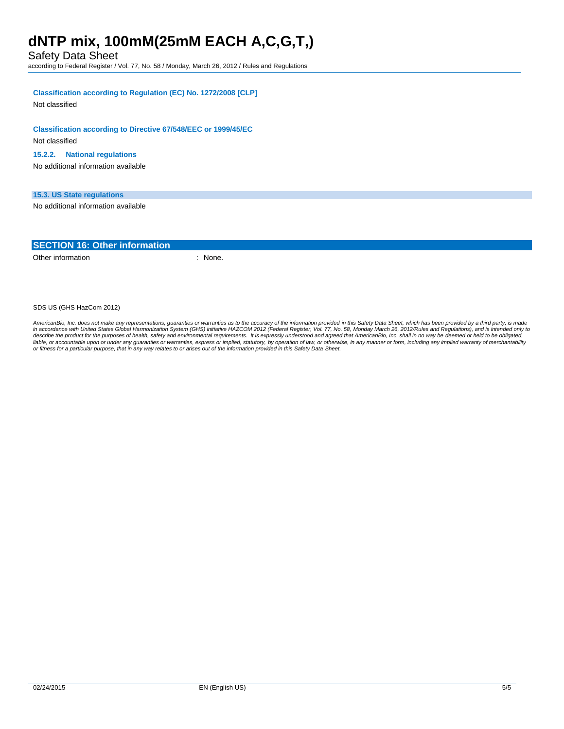**Classification according to Regulation (EC) No. 1272/2008 [CLP]**

Not classified

**Classification according to Directive 67/548/EEC or 1999/45/EC**

Not classified

### 15.2.2. National regulations

No additional information available

### 15.3. US State regulations

No additional information available

## SECTION 16: Other information

Other information : None.

SDS US (GHS HazCom 2012)

*AmericanBio, Inc. does not make any representations, guaranties or warranties as to the accuracy of the information provided in this Safety Data Sheet, which has been provided by a third party, is made in accordance with United States Global Harmonization System (GHS) initiative HAZCOM 2012 (Federal Register, Vol. 77, No. 58, Monday March 26, 2012/Rules and Regulations), and is intended only to describe the product for the purposes of health, safety and environmental requirements. It is expressly understood and agreed that AmericanBio, Inc. shall in no way be deemed or held to be obligated, liable, or accountable upon or under any guaranties or warranties, express or implied, statutory, by operation of law, or otherwise, in any manner or form, including any implied warranty of merchantability or fitness for a particular purpose, that in any way relates to or arises out of the information provided in this Safety Data Sheet.*